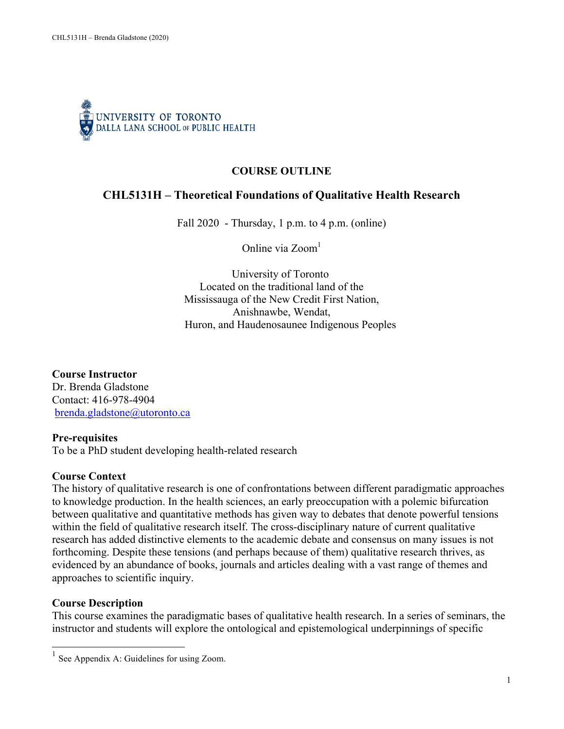UNIVERSITY OF TORONTO
DALLA LANA SCHOOL OF PUBLIC HEALTH

# COURSE OUTLINE

## CHL5131H – Theoretical Foundations of Qualitative Health Research

Fall 2020 - Thursday, 1 p.m. to 4 p.m. (online)

Online via Zoom[1]

University of Toronto
Located on the traditional land of the
Mississauga of the New Credit First Nation,
Anishnawbe, Wendat,
Huron, and Haudenosaunee Indigenous Peoples

**Course Instructor**
Dr. Brenda Gladstone
Contact: 416-978-4904
brenda.gladstone@utoronto.ca

**Pre-requisites**
To be a PhD student developing health-related research

**Course Context**
The history of qualitative research is one of confrontations between different paradigmatic approaches to knowledge production. In the health sciences, an early preoccupation with a polemic bifurcation between qualitative and quantitative methods has given way to debates that denote powerful tensions within the field of qualitative research itself. The cross-disciplinary nature of current qualitative research has added distinctive elements to the academic debate and consensus on many issues is not forthcoming. Despite these tensions (and perhaps because of them) qualitative research thrives, as evidenced by an abundance of books, journals and articles dealing with a vast range of themes and approaches to scientific inquiry.

**Course Description**
This course examines the paradigmatic bases of qualitative health research. In a series of seminars, the instructor and students will explore the ontological and epistemological underpinnings of specific

[1] See Appendix A: Guidelines for using Zoom.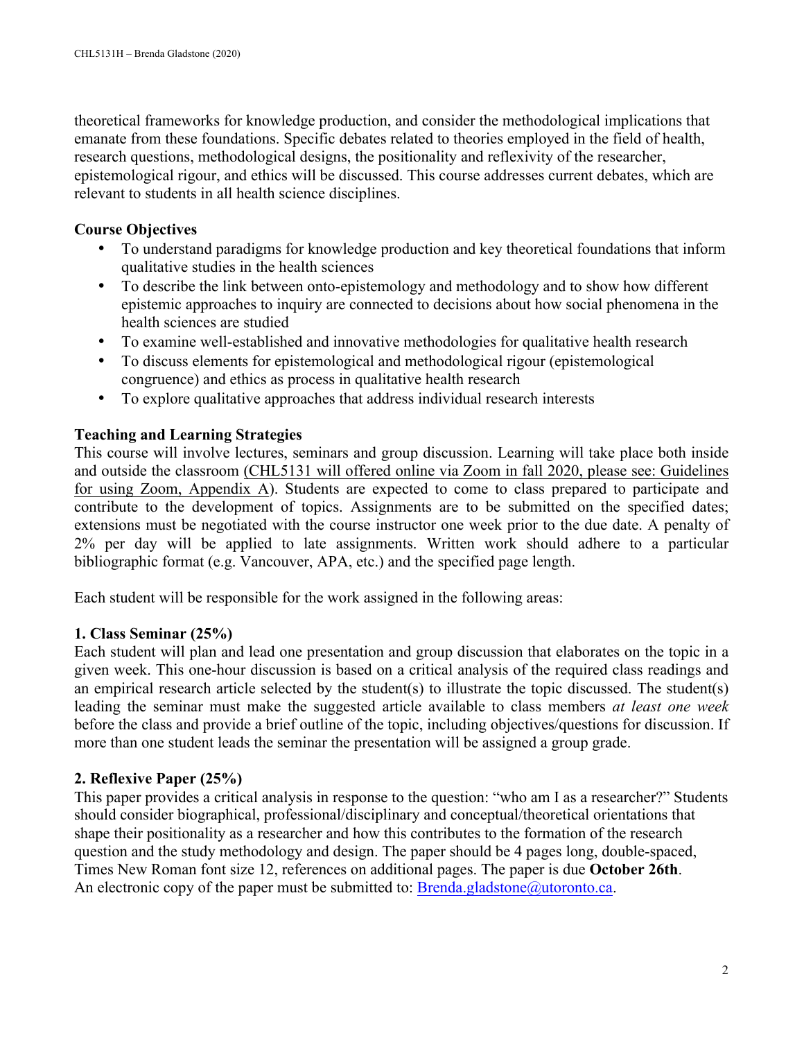theoretical frameworks for knowledge production, and consider the methodological implications that emanate from these foundations. Specific debates related to theories employed in the field of health, research questions, methodological designs, the positionality and reflexivity of the researcher, epistemological rigour, and ethics will be discussed. This course addresses current debates, which are relevant to students in all health science disciplines.

**Course Objectives**

- To understand paradigms for knowledge production and key theoretical foundations that inform qualitative studies in the health sciences
- To describe the link between onto-epistemology and methodology and to show how different epistemic approaches to inquiry are connected to decisions about how social phenomena in the health sciences are studied
- To examine well-established and innovative methodologies for qualitative health research
- To discuss elements for epistemological and methodological rigour (epistemological congruence) and ethics as process in qualitative health research
- To explore qualitative approaches that address individual research interests

**Teaching and Learning Strategies**

This course will involve lectures, seminars and group discussion. Learning will take place both inside and outside the classroom (CHL5131 will offered online via Zoom in fall 2020, please see: Guidelines for using Zoom, Appendix A). Students are expected to come to class prepared to participate and contribute to the development of topics. Assignments are to be submitted on the specified dates; extensions must be negotiated with the course instructor one week prior to the due date. A penalty of 2% per day will be applied to late assignments. Written work should adhere to a particular bibliographic format (e.g. Vancouver, APA, etc.) and the specified page length.

Each student will be responsible for the work assigned in the following areas:

**1. Class Seminar (25%)**

Each student will plan and lead one presentation and group discussion that elaborates on the topic in a given week. This one-hour discussion is based on a critical analysis of the required class readings and an empirical research article selected by the student(s) to illustrate the topic discussed. The student(s) leading the seminar must make the suggested article available to class members *at least one week* before the class and provide a brief outline of the topic, including objectives/questions for discussion. If more than one student leads the seminar the presentation will be assigned a group grade.

**2. Reflexive Paper (25%)**

This paper provides a critical analysis in response to the question: "who am I as a researcher?" Students should consider biographical, professional/disciplinary and conceptual/theoretical orientations that shape their positionality as a researcher and how this contributes to the formation of the research question and the study methodology and design. The paper should be 4 pages long, double-spaced, Times New Roman font size 12, references on additional pages. The paper is due **October 26th**. An electronic copy of the paper must be submitted to: Brenda.gladstone@utoronto.ca.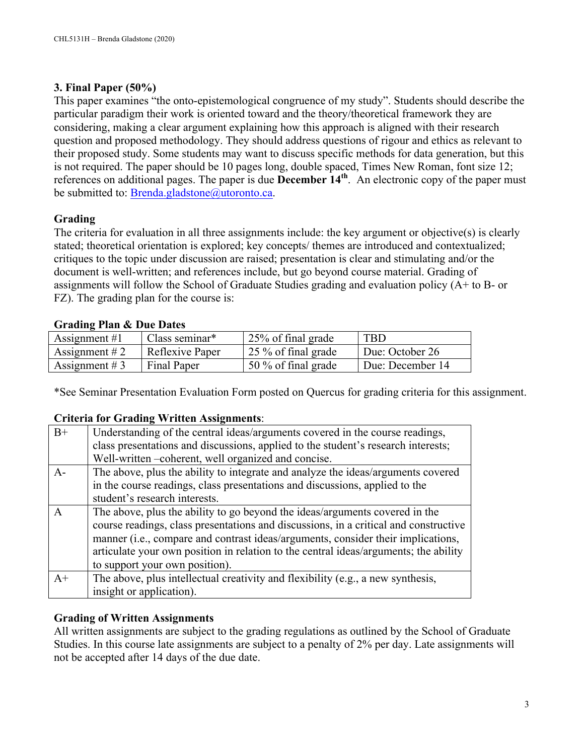### 3. Final Paper (50%)

This paper examines "the onto-epistemological congruence of my study". Students should describe the particular paradigm their work is oriented toward and the theory/theoretical framework they are considering, making a clear argument explaining how this approach is aligned with their research question and proposed methodology. They should address questions of rigour and ethics as relevant to their proposed study. Some students may want to discuss specific methods for data generation, but this is not required. The paper should be 10 pages long, double spaced, Times New Roman, font size 12; references on additional pages. The paper is due **December 14th**. An electronic copy of the paper must be submitted to: Brenda.gladstone@utoronto.ca.

### Grading

The criteria for evaluation in all three assignments include: the key argument or objective(s) is clearly stated; theoretical orientation is explored; key concepts/ themes are introduced and contextualized; critiques to the topic under discussion are raised; presentation is clear and stimulating and/or the document is well-written; and references include, but go beyond course material. Grading of assignments will follow the School of Graduate Studies grading and evaluation policy (A+ to B- or FZ). The grading plan for the course is:

**Grading Plan & Due Dates**

| Assignment #1 | Class seminar* | 25% of final grade | TBD |
|---|---|---|---|
| Assignment # 2 | Reflexive Paper | 25 % of final grade | Due: October 26 |
| Assignment # 3 | Final Paper | 50 % of final grade | Due: December 14 |

*See Seminar Presentation Evaluation Form posted on Quercus for grading criteria for this assignment.

**Criteria for Grading Written Assignments**:

| Grade | Criteria |
|---|---|
| B+ | Understanding of the central ideas/arguments covered in the course readings, class presentations and discussions, applied to the student's research interests; Well-written –coherent, well organized and concise. |
| A- | The above, plus the ability to integrate and analyze the ideas/arguments covered in the course readings, class presentations and discussions, applied to the student's research interests. |
| A | The above, plus the ability to go beyond the ideas/arguments covered in the course readings, class presentations and discussions, in a critical and constructive manner (i.e., compare and contrast ideas/arguments, consider their implications, articulate your own position in relation to the central ideas/arguments; the ability to support your own position). |
| A+ | The above, plus intellectual creativity and flexibility (e.g., a new synthesis, insight or application). |

### Grading of Written Assignments

All written assignments are subject to the grading regulations as outlined by the School of Graduate Studies. In this course late assignments are subject to a penalty of 2% per day. Late assignments will not be accepted after 14 days of the due date.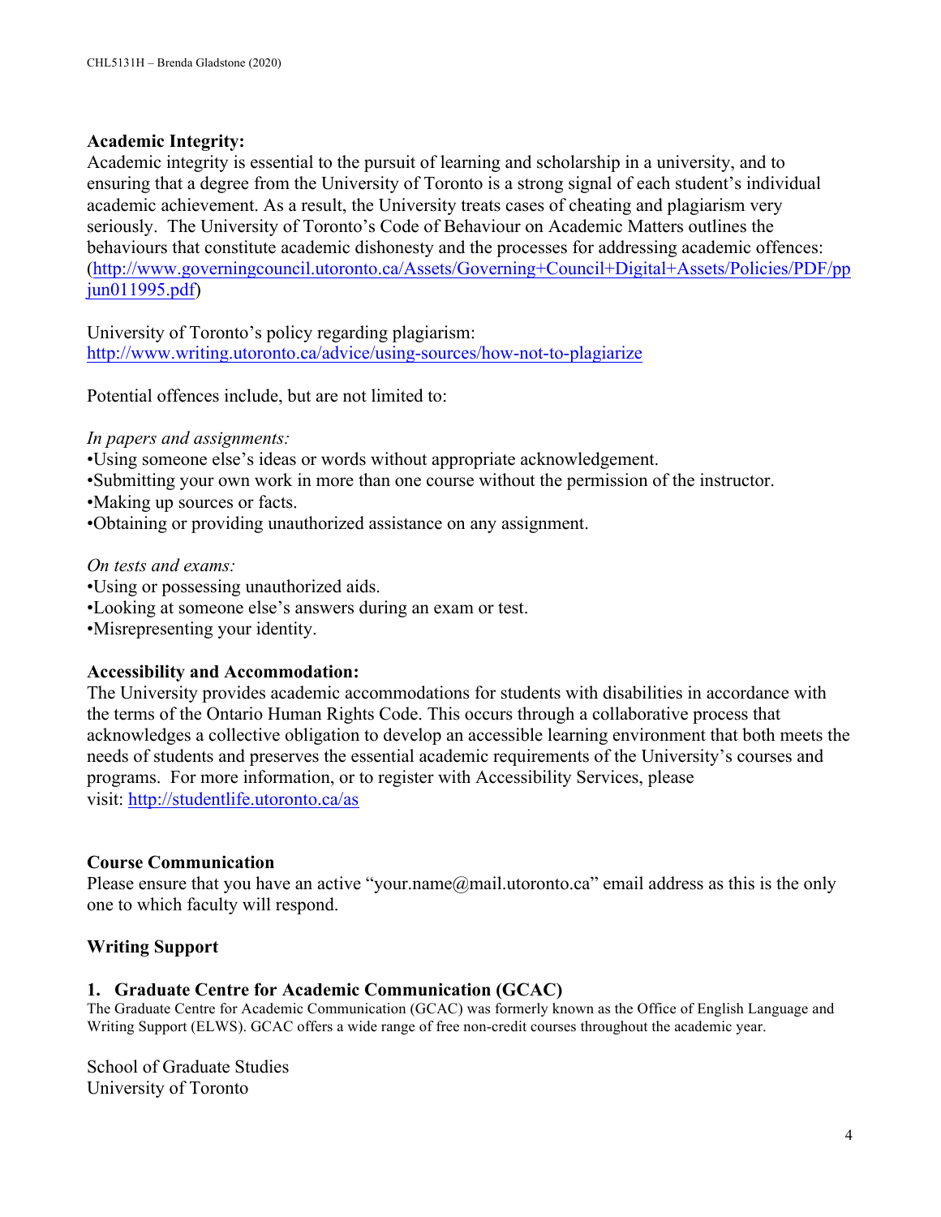**Academic Integrity:**

Academic integrity is essential to the pursuit of learning and scholarship in a university, and to ensuring that a degree from the University of Toronto is a strong signal of each student's individual academic achievement. As a result, the University treats cases of cheating and plagiarism very seriously. The University of Toronto's Code of Behaviour on Academic Matters outlines the behaviours that constitute academic dishonesty and the processes for addressing academic offences: (http://www.governingcouncil.utoronto.ca/Assets/Governing+Council+Digital+Assets/Policies/PDF/ppjun011995.pdf)

University of Toronto's policy regarding plagiarism:
http://www.writing.utoronto.ca/advice/using-sources/how-not-to-plagiarize

Potential offences include, but are not limited to:

*In papers and assignments:*

- Using someone else's ideas or words without appropriate acknowledgement.
- Submitting your own work in more than one course without the permission of the instructor.
- Making up sources or facts.
- Obtaining or providing unauthorized assistance on any assignment.

*On tests and exams:*

- Using or possessing unauthorized aids.
- Looking at someone else's answers during an exam or test.
- Misrepresenting your identity.

**Accessibility and Accommodation:**

The University provides academic accommodations for students with disabilities in accordance with the terms of the Ontario Human Rights Code. This occurs through a collaborative process that acknowledges a collective obligation to develop an accessible learning environment that both meets the needs of students and preserves the essential academic requirements of the University's courses and programs. For more information, or to register with Accessibility Services, please visit: http://studentlife.utoronto.ca/as

**Course Communication**

Please ensure that you have an active "your.name@mail.utoronto.ca" email address as this is the only one to which faculty will respond.

**Writing Support**

**1. Graduate Centre for Academic Communication (GCAC)**

The Graduate Centre for Academic Communication (GCAC) was formerly known as the Office of English Language and Writing Support (ELWS). GCAC offers a wide range of free non-credit courses throughout the academic year.

School of Graduate Studies
University of Toronto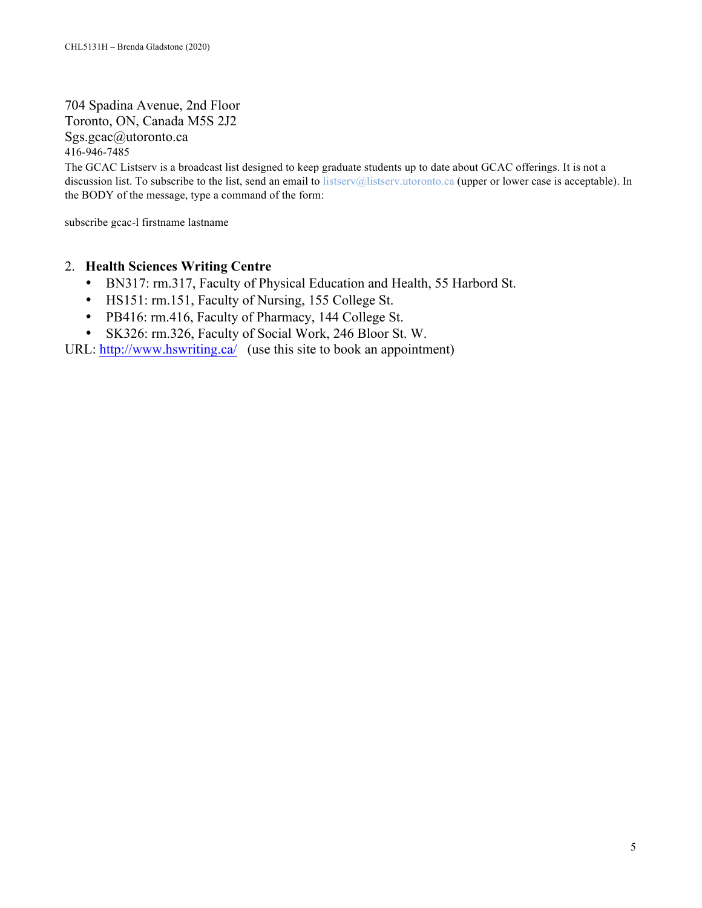704 Spadina Avenue, 2nd Floor
Toronto, ON, Canada M5S 2J2
Sgs.gcac@utoronto.ca
416-946-7485

The GCAC Listserv is a broadcast list designed to keep graduate students up to date about GCAC offerings. It is not a discussion list. To subscribe to the list, send an email to listserv@listserv.utoronto.ca (upper or lower case is acceptable). In the BODY of the message, type a command of the form:

subscribe gcac-l firstname lastname

2. **Health Sciences Writing Centre**
   - BN317: rm.317, Faculty of Physical Education and Health, 55 Harbord St.
   - HS151: rm.151, Faculty of Nursing, 155 College St.
   - PB416: rm.416, Faculty of Pharmacy, 144 College St.
   - SK326: rm.326, Faculty of Social Work, 246 Bloor St. W.

URL: http://www.hswriting.ca/ (use this site to book an appointment)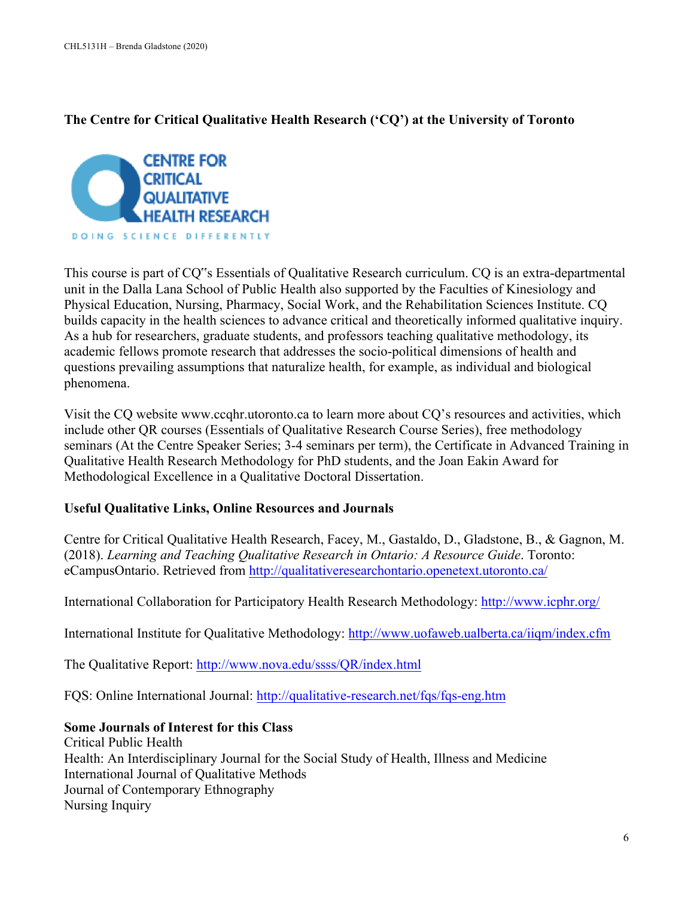**The Centre for Critical Qualitative Health Research ('CQ') at the University of Toronto**

This course is part of CQ"s Essentials of Qualitative Research curriculum. CQ is an extra-departmental unit in the Dalla Lana School of Public Health also supported by the Faculties of Kinesiology and Physical Education, Nursing, Pharmacy, Social Work, and the Rehabilitation Sciences Institute. CQ builds capacity in the health sciences to advance critical and theoretically informed qualitative inquiry. As a hub for researchers, graduate students, and professors teaching qualitative methodology, its academic fellows promote research that addresses the socio-political dimensions of health and questions prevailing assumptions that naturalize health, for example, as individual and biological phenomena.

Visit the CQ website www.ccqhr.utoronto.ca to learn more about CQ's resources and activities, which include other QR courses (Essentials of Qualitative Research Course Series), free methodology seminars (At the Centre Speaker Series; 3-4 seminars per term), the Certificate in Advanced Training in Qualitative Health Research Methodology for PhD students, and the Joan Eakin Award for Methodological Excellence in a Qualitative Doctoral Dissertation.

**Useful Qualitative Links, Online Resources and Journals**

Centre for Critical Qualitative Health Research, Facey, M., Gastaldo, D., Gladstone, B., & Gagnon, M. (2018). *Learning and Teaching Qualitative Research in Ontario: A Resource Guide*. Toronto: eCampusOntario. Retrieved from http://qualitativeresearchontario.openetext.utoronto.ca/

International Collaboration for Participatory Health Research Methodology: http://www.icphr.org/

International Institute for Qualitative Methodology: http://www.uofaweb.ualberta.ca/iiqm/index.cfm

The Qualitative Report: http://www.nova.edu/ssss/QR/index.html

FQS: Online International Journal: http://qualitative-research.net/fqs/fqs-eng.htm

**Some Journals of Interest for this Class**

Critical Public Health
Health: An Interdisciplinary Journal for the Social Study of Health, Illness and Medicine
International Journal of Qualitative Methods
Journal of Contemporary Ethnography
Nursing Inquiry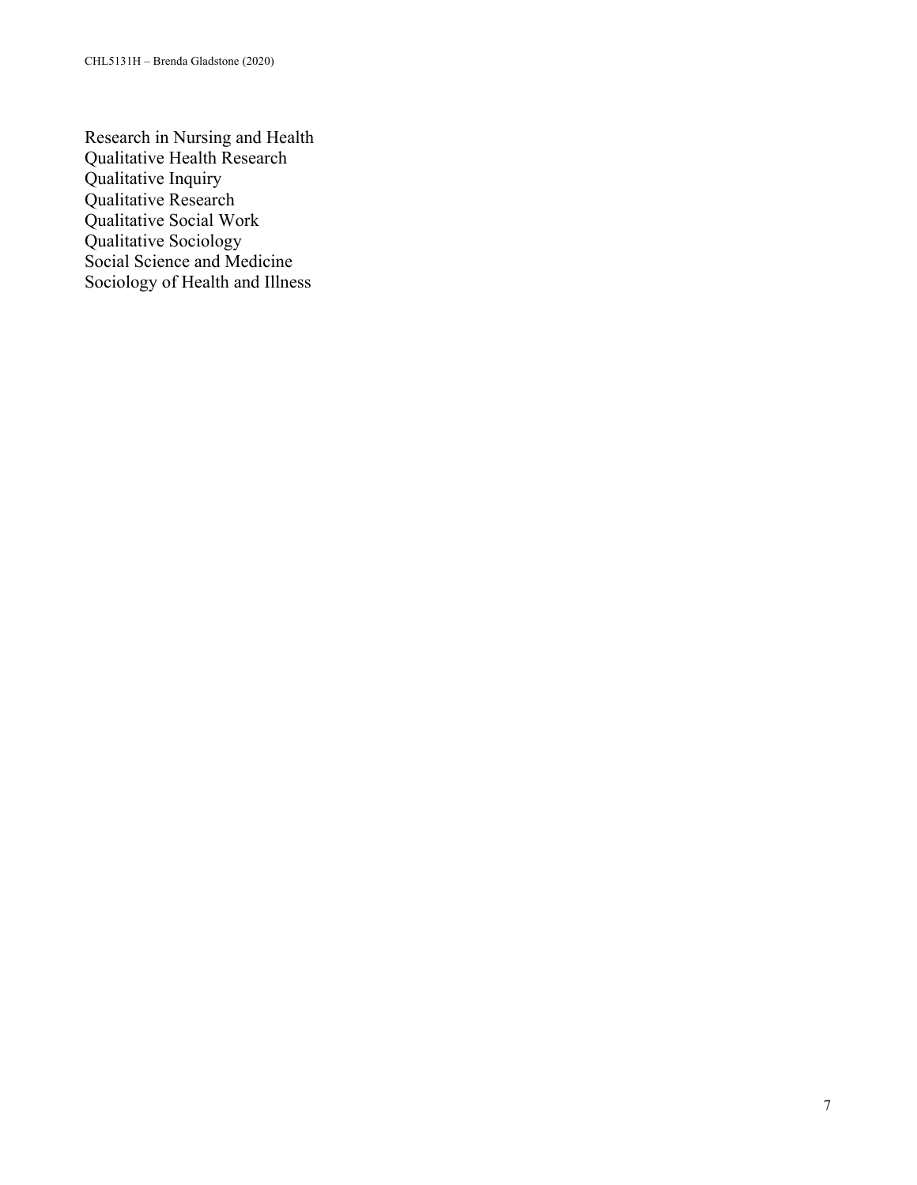Research in Nursing and Health
Qualitative Health Research
Qualitative Inquiry
Qualitative Research
Qualitative Social Work
Qualitative Sociology
Social Science and Medicine
Sociology of Health and Illness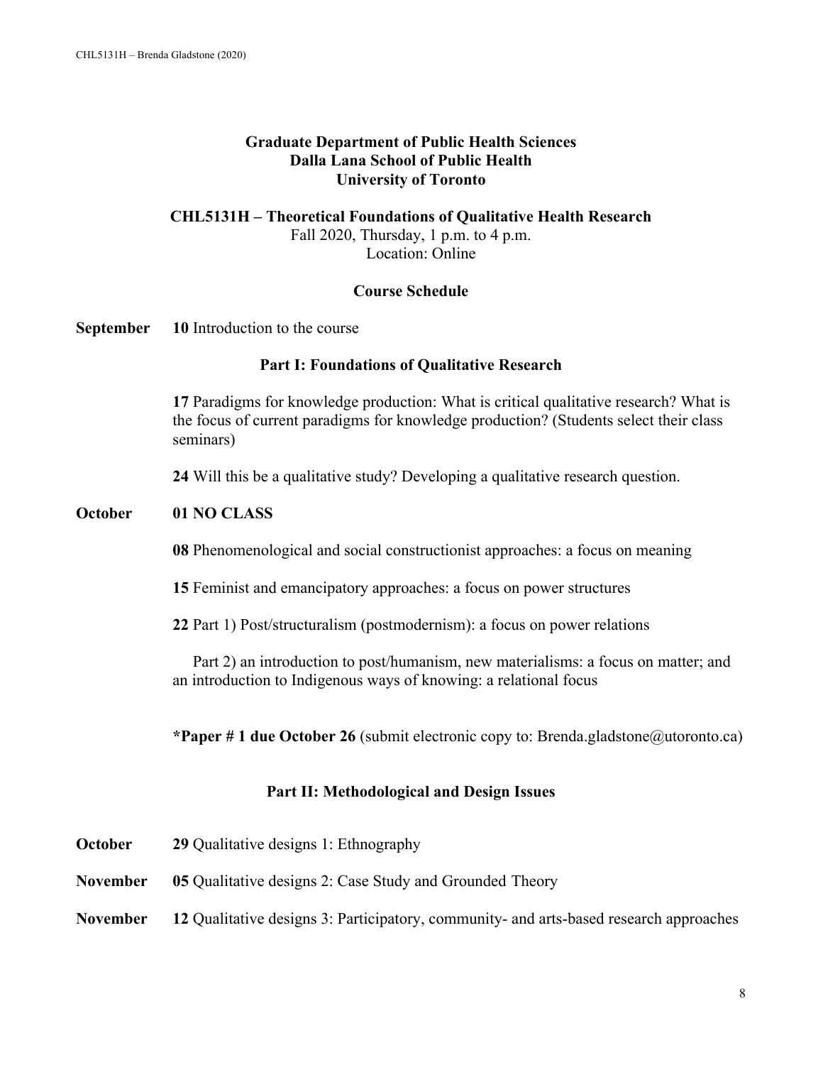**Graduate Department of Public Health Sciences**
**Dalla Lana School of Public Health**
**University of Toronto**

**CHL5131H – Theoretical Foundations of Qualitative Health Research**
Fall 2020, Thursday, 1 p.m. to 4 p.m.
Location: Online

## Course Schedule

**September** **10** Introduction to the course

### Part I: Foundations of Qualitative Research

**17** Paradigms for knowledge production: What is critical qualitative research? What is the focus of current paradigms for knowledge production? (Students select their class seminars)

**24** Will this be a qualitative study? Developing a qualitative research question.

**October** **01 NO CLASS**

**08** Phenomenological and social constructionist approaches: a focus on meaning

**15** Feminist and emancipatory approaches: a focus on power structures

**22** Part 1) Post/structuralism (postmodernism): a focus on power relations

Part 2) an introduction to post/humanism, new materialisms: a focus on matter; and an introduction to Indigenous ways of knowing: a relational focus

***Paper # 1 due October 26** (submit electronic copy to: Brenda.gladstone@utoronto.ca)

### Part II: Methodological and Design Issues

**October** **29** Qualitative designs 1: Ethnography

**November** **05** Qualitative designs 2: Case Study and Grounded Theory

**November** **12** Qualitative designs 3: Participatory, community- and arts-based research approaches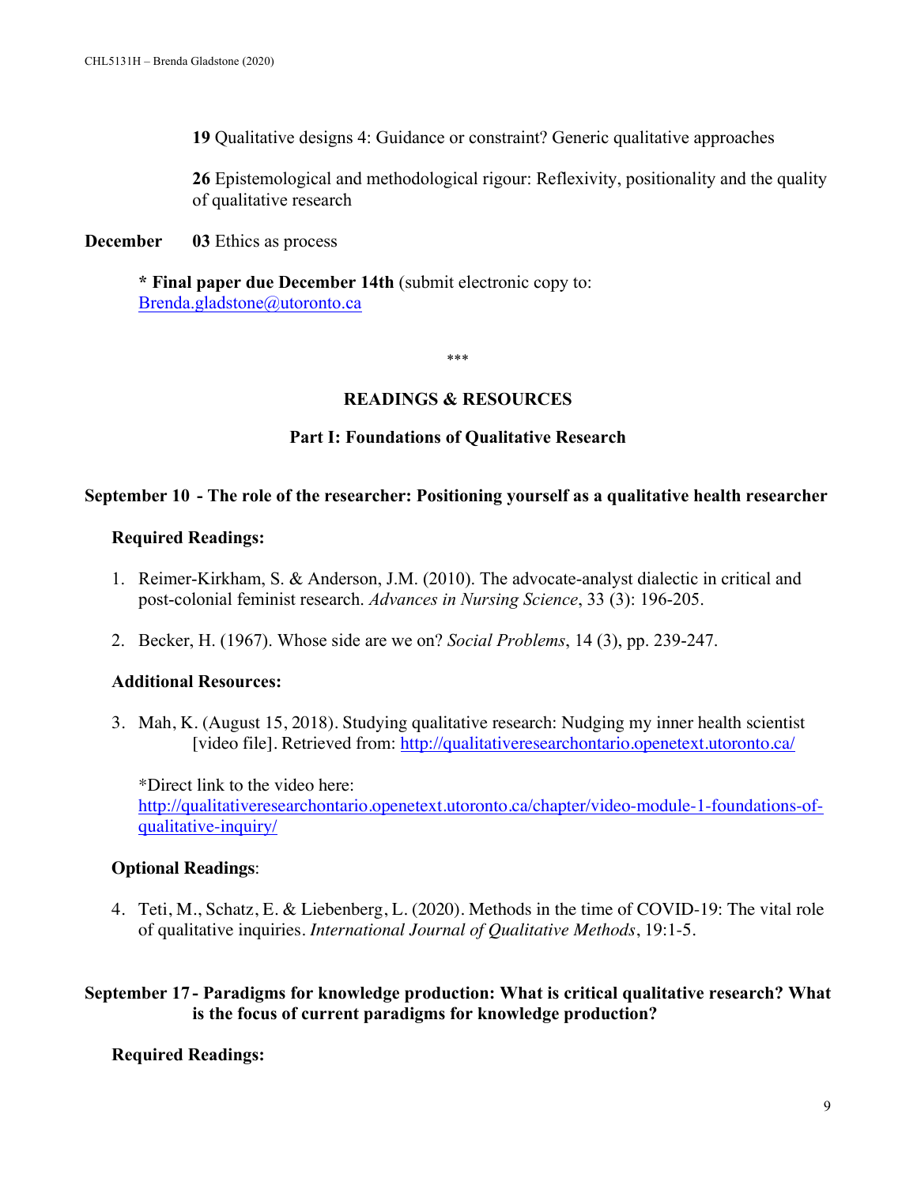**19** Qualitative designs 4: Guidance or constraint? Generic qualitative approaches

**26** Epistemological and methodological rigour: Reflexivity, positionality and the quality of qualitative research

**December** **03** Ethics as process

**\* Final paper due December 14th** (submit electronic copy to: Brenda.gladstone@utoronto.ca

***

## READINGS & RESOURCES

### Part I: Foundations of Qualitative Research

**September 10 - The role of the researcher: Positioning yourself as a qualitative health researcher**

**Required Readings:**

1. Reimer-Kirkham, S. & Anderson, J.M. (2010). The advocate-analyst dialectic in critical and post-colonial feminist research. *Advances in Nursing Science*, 33 (3): 196-205.

2. Becker, H. (1967). Whose side are we on? *Social Problems*, 14 (3), pp. 239-247.

**Additional Resources:**

3. Mah, K. (August 15, 2018). Studying qualitative research: Nudging my inner health scientist [video file]. Retrieved from: http://qualitativeresearchontario.openetext.utoronto.ca/

   *Direct link to the video here: http://qualitativeresearchontario.openetext.utoronto.ca/chapter/video-module-1-foundations-of-qualitative-inquiry/

**Optional Readings**:

4. Teti, M., Schatz, E. & Liebenberg, L. (2020). Methods in the time of COVID-19: The vital role of qualitative inquiries. *International Journal of Qualitative Methods*, 19:1-5.

**September 17 - Paradigms for knowledge production: What is critical qualitative research? What is the focus of current paradigms for knowledge production?**

**Required Readings:**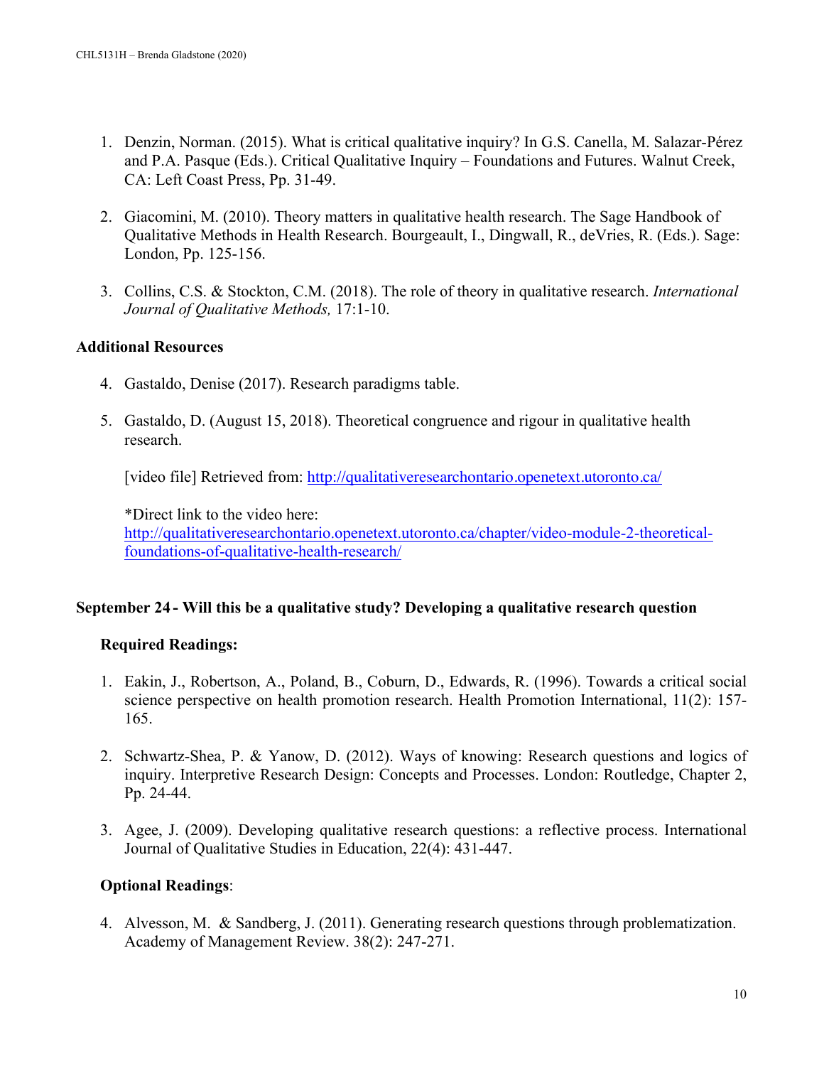1. Denzin, Norman. (2015). What is critical qualitative inquiry? In G.S. Canella, M. Salazar-Pérez and P.A. Pasque (Eds.). Critical Qualitative Inquiry – Foundations and Futures. Walnut Creek, CA: Left Coast Press, Pp. 31-49.

2. Giacomini, M. (2010). Theory matters in qualitative health research. The Sage Handbook of Qualitative Methods in Health Research. Bourgeault, I., Dingwall, R., deVries, R. (Eds.). Sage: London, Pp. 125-156.

3. Collins, C.S. & Stockton, C.M. (2018). The role of theory in qualitative research. *International Journal of Qualitative Methods,* 17:1-10.

**Additional Resources**

4. Gastaldo, Denise (2017). Research paradigms table.

5. Gastaldo, D. (August 15, 2018). Theoretical congruence and rigour in qualitative health research.

   [video file] Retrieved from: [http://qualitativeresearchontario.openetext.utoronto.ca/](http://qualitativeresearchontario.openetext.utoronto.ca/)

   *Direct link to the video here: [http://qualitativeresearchontario.openetext.utoronto.ca/chapter/video-module-2-theoretical-foundations-of-qualitative-health-research/](http://qualitativeresearchontario.openetext.utoronto.ca/chapter/video-module-2-theoretical-foundations-of-qualitative-health-research/)

**September 24 - Will this be a qualitative study? Developing a qualitative research question**

**Required Readings:**

1. Eakin, J., Robertson, A., Poland, B., Coburn, D., Edwards, R. (1996). Towards a critical social science perspective on health promotion research. Health Promotion International, 11(2): 157-165.

2. Schwartz-Shea, P. & Yanow, D. (2012). Ways of knowing: Research questions and logics of inquiry. Interpretive Research Design: Concepts and Processes. London: Routledge, Chapter 2, Pp. 24-44.

3. Agee, J. (2009). Developing qualitative research questions: a reflective process. International Journal of Qualitative Studies in Education, 22(4): 431-447.

**Optional Readings**:

4. Alvesson, M. & Sandberg, J. (2011). Generating research questions through problematization. Academy of Management Review. 38(2): 247-271.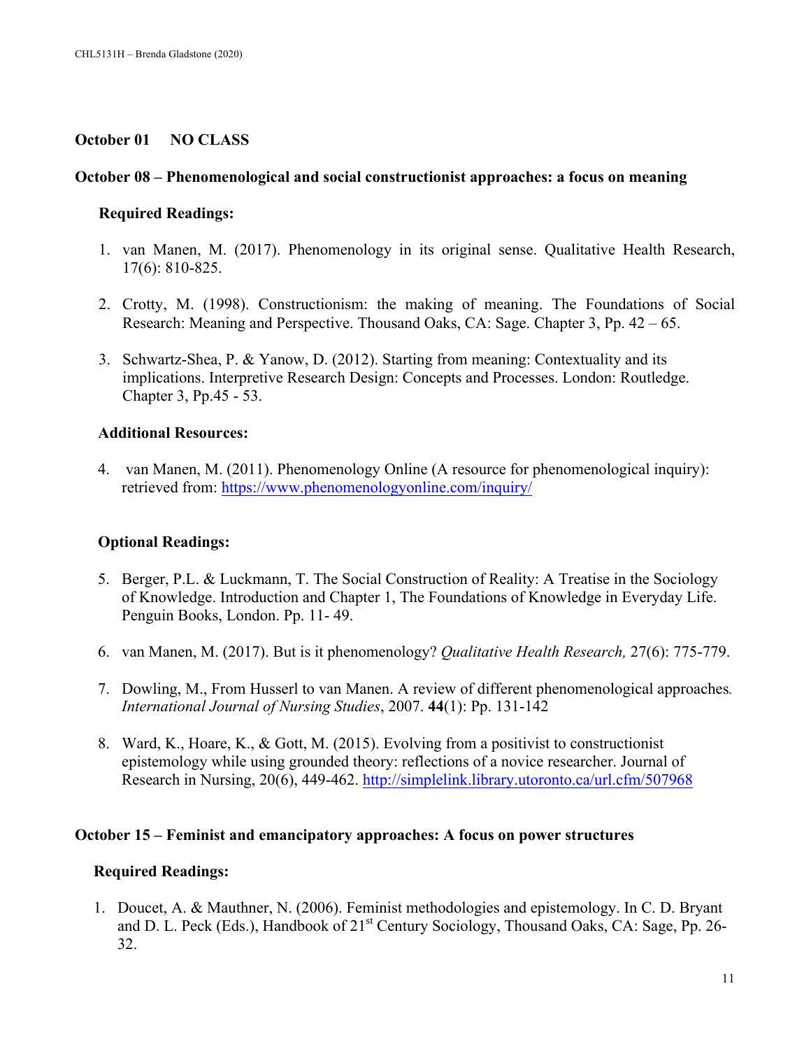**October 01 NO CLASS**

**October 08 – Phenomenological and social constructionist approaches: a focus on meaning**

**Required Readings:**

1. van Manen, M. (2017). Phenomenology in its original sense. Qualitative Health Research, 17(6): 810-825.

2. Crotty, M. (1998). Constructionism: the making of meaning. The Foundations of Social Research: Meaning and Perspective. Thousand Oaks, CA: Sage. Chapter 3, Pp. 42 – 65.

3. Schwartz-Shea, P. & Yanow, D. (2012). Starting from meaning: Contextuality and its implications. Interpretive Research Design: Concepts and Processes. London: Routledge. Chapter 3, Pp.45 - 53.

**Additional Resources:**

4. van Manen, M. (2011). Phenomenology Online (A resource for phenomenological inquiry): retrieved from: https://www.phenomenologyonline.com/inquiry/

**Optional Readings:**

5. Berger, P.L. & Luckmann, T. The Social Construction of Reality: A Treatise in the Sociology of Knowledge. Introduction and Chapter 1, The Foundations of Knowledge in Everyday Life. Penguin Books, London. Pp. 11- 49.

6. van Manen, M. (2017). But is it phenomenology? *Qualitative Health Research,* 27(6): 775-779.

7. Dowling, M., From Husserl to van Manen. A review of different phenomenological approaches. *International Journal of Nursing Studies*, 2007. **44**(1): Pp. 131-142

8. Ward, K., Hoare, K., & Gott, M. (2015). Evolving from a positivist to constructionist epistemology while using grounded theory: reflections of a novice researcher. Journal of Research in Nursing, 20(6), 449-462. http://simplelink.library.utoronto.ca/url.cfm/507968

**October 15 – Feminist and emancipatory approaches: A focus on power structures**

**Required Readings:**

1. Doucet, A. & Mauthner, N. (2006). Feminist methodologies and epistemology. In C. D. Bryant and D. L. Peck (Eds.), Handbook of 21st Century Sociology, Thousand Oaks, CA: Sage, Pp. 26-32.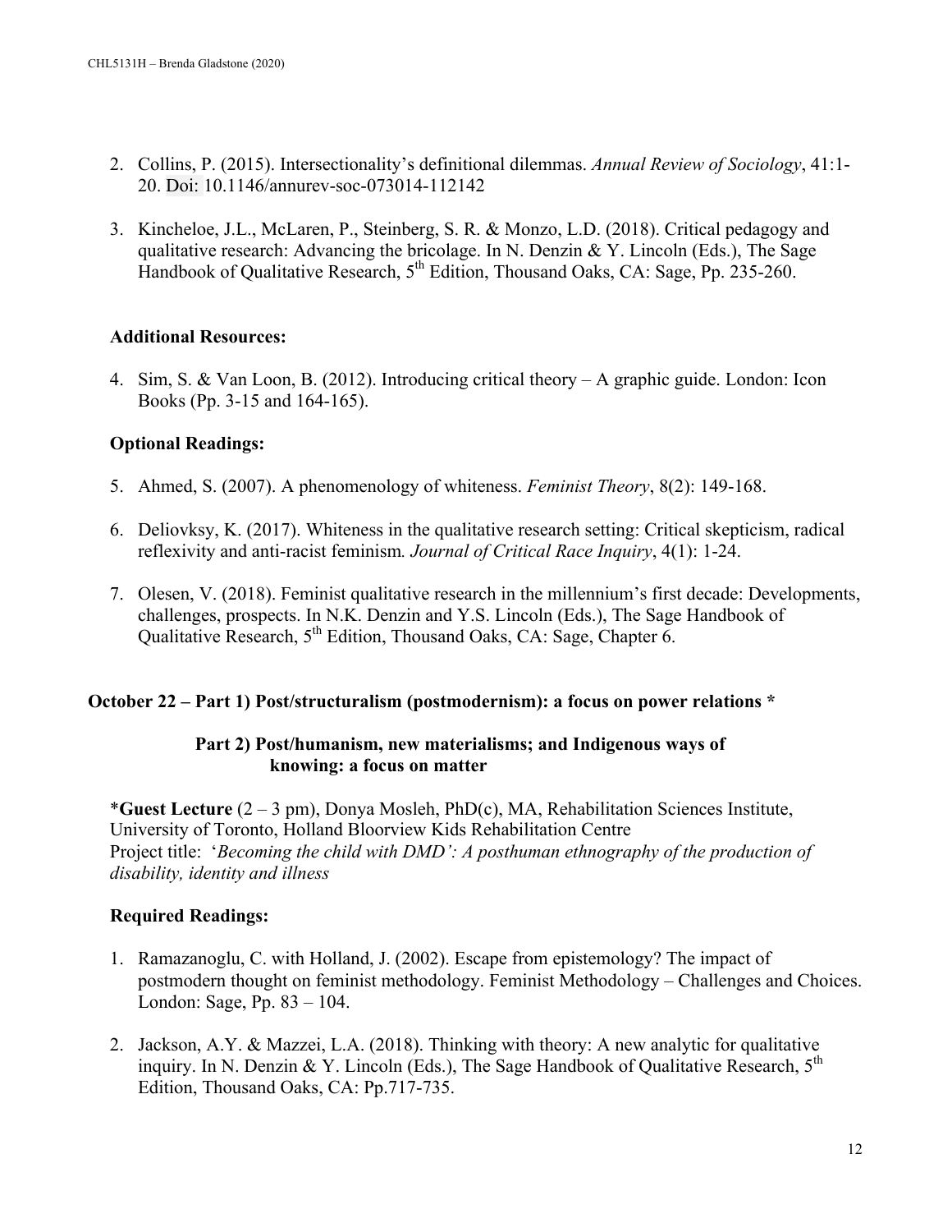2. Collins, P. (2015). Intersectionality's definitional dilemmas. *Annual Review of Sociology*, 41:1-20. Doi: 10.1146/annurev-soc-073014-112142

3. Kincheloe, J.L., McLaren, P., Steinberg, S. R. & Monzo, L.D. (2018). Critical pedagogy and qualitative research: Advancing the bricolage. In N. Denzin & Y. Lincoln (Eds.), The Sage Handbook of Qualitative Research, 5th Edition, Thousand Oaks, CA: Sage, Pp. 235-260.

**Additional Resources:**

4. Sim, S. & Van Loon, B. (2012). Introducing critical theory – A graphic guide. London: Icon Books (Pp. 3-15 and 164-165).

**Optional Readings:**

5. Ahmed, S. (2007). A phenomenology of whiteness. *Feminist Theory*, 8(2): 149-168.

6. Deliovksy, K. (2017). Whiteness in the qualitative research setting: Critical skepticism, radical reflexivity and anti-racist feminism*. Journal of Critical Race Inquiry*, 4(1): 1-24.

7. Olesen, V. (2018). Feminist qualitative research in the millennium's first decade: Developments, challenges, prospects. In N.K. Denzin and Y.S. Lincoln (Eds.), The Sage Handbook of Qualitative Research, 5th Edition, Thousand Oaks, CA: Sage, Chapter 6.

**October 22 – Part 1) Post/structuralism (postmodernism): a focus on power relations ***

**Part 2) Post/humanism, new materialisms; and Indigenous ways of knowing: a focus on matter**

***Guest Lecture** (2 – 3 pm), Donya Mosleh, PhD(c), MA, Rehabilitation Sciences Institute, University of Toronto, Holland Bloorview Kids Rehabilitation Centre
Project title: '*Becoming the child with DMD': A posthuman ethnography of the production of disability, identity and illness*

**Required Readings:**

1. Ramazanoglu, C. with Holland, J. (2002). Escape from epistemology? The impact of postmodern thought on feminist methodology. Feminist Methodology – Challenges and Choices. London: Sage, Pp. 83 – 104.

2. Jackson, A.Y. & Mazzei, L.A. (2018). Thinking with theory: A new analytic for qualitative inquiry. In N. Denzin & Y. Lincoln (Eds.), The Sage Handbook of Qualitative Research, 5th Edition, Thousand Oaks, CA: Pp.717-735.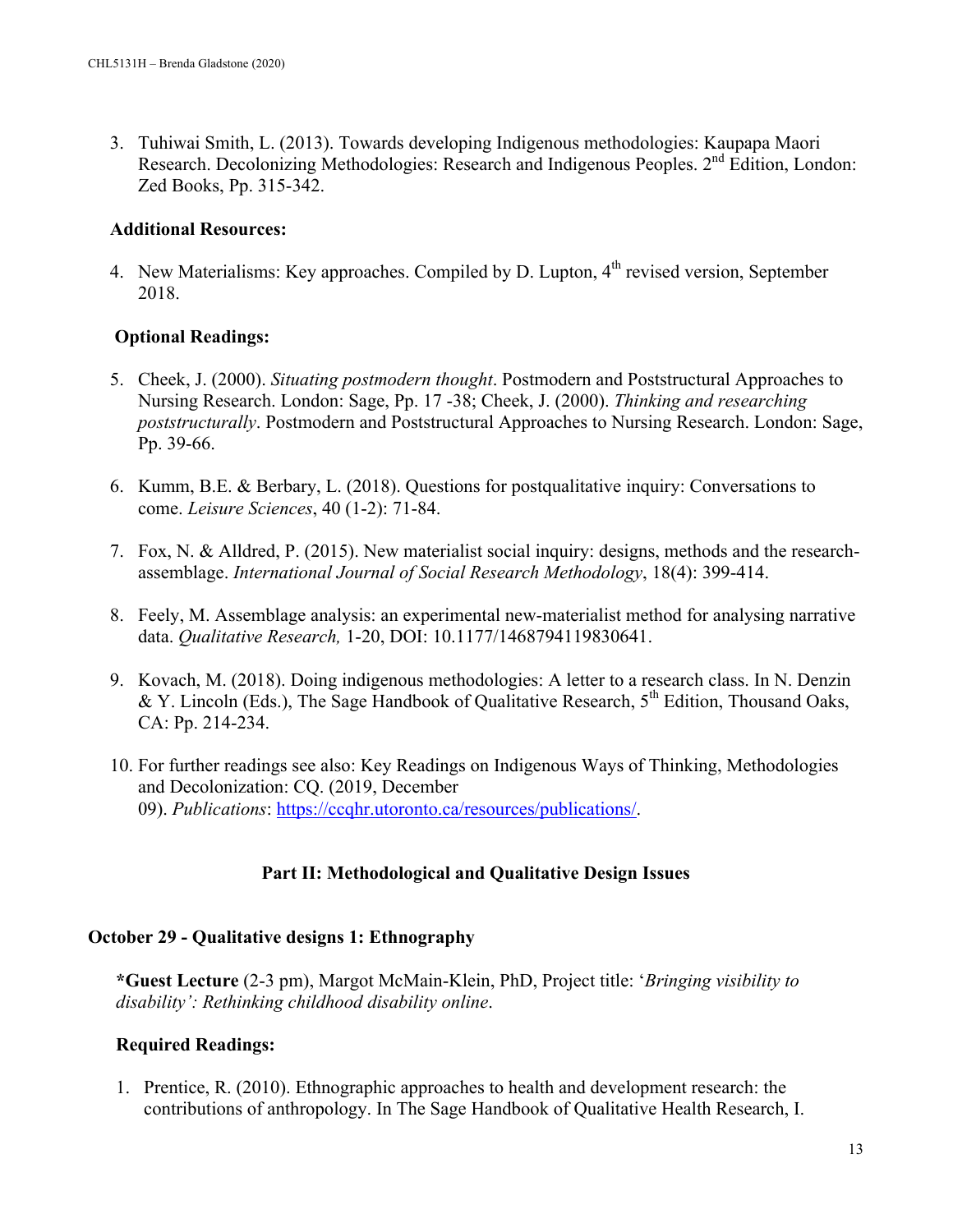3. Tuhiwai Smith, L. (2013). Towards developing Indigenous methodologies: Kaupapa Maori Research. Decolonizing Methodologies: Research and Indigenous Peoples. 2nd Edition, London: Zed Books, Pp. 315-342.

**Additional Resources:**

4. New Materialisms: Key approaches. Compiled by D. Lupton, 4th revised version, September 2018.

**Optional Readings:**

5. Cheek, J. (2000). *Situating postmodern thought*. Postmodern and Poststructural Approaches to Nursing Research. London: Sage, Pp. 17 -38; Cheek, J. (2000). *Thinking and researching poststructurally*. Postmodern and Poststructural Approaches to Nursing Research. London: Sage, Pp. 39-66.

6. Kumm, B.E. & Berbary, L. (2018). Questions for postqualitative inquiry: Conversations to come. *Leisure Sciences*, 40 (1-2): 71-84.

7. Fox, N. & Alldred, P. (2015). New materialist social inquiry: designs, methods and the research-assemblage. *International Journal of Social Research Methodology*, 18(4): 399-414.

8. Feely, M. Assemblage analysis: an experimental new-materialist method for analysing narrative data. *Qualitative Research,* 1-20, DOI: 10.1177/1468794119830641.

9. Kovach, M. (2018). Doing indigenous methodologies: A letter to a research class. In N. Denzin & Y. Lincoln (Eds.), The Sage Handbook of Qualitative Research, 5th Edition, Thousand Oaks, CA: Pp. 214-234.

10. For further readings see also: Key Readings on Indigenous Ways of Thinking, Methodologies and Decolonization: CQ. (2019, December 09). *Publications*: https://ccqhr.utoronto.ca/resources/publications/.

## Part II: Methodological and Qualitative Design Issues

### October 29 - Qualitative designs 1: Ethnography

***Guest Lecture** (2-3 pm), Margot McMain-Klein, PhD, Project title: '*Bringing visibility to disability': Rethinking childhood disability online*.

**Required Readings:**

1. Prentice, R. (2010). Ethnographic approaches to health and development research: the contributions of anthropology. In The Sage Handbook of Qualitative Health Research, I.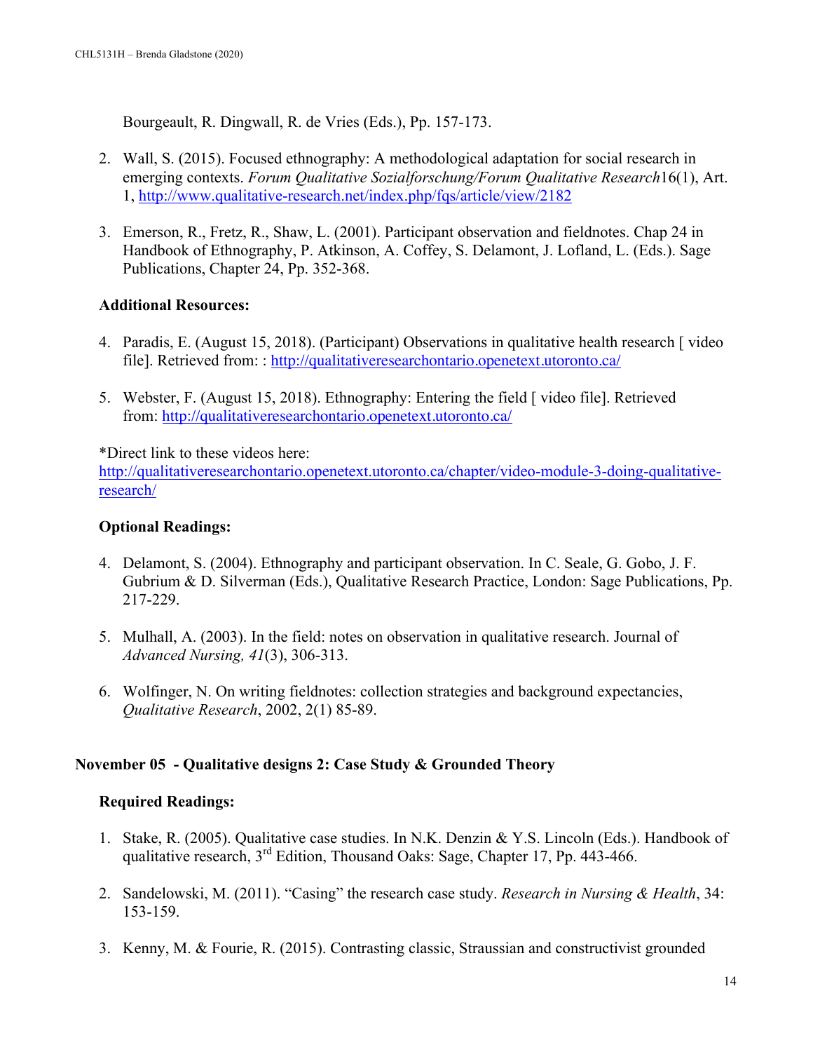Bourgeault, R. Dingwall, R. de Vries (Eds.), Pp. 157-173.

2. Wall, S. (2015). Focused ethnography: A methodological adaptation for social research in emerging contexts. *Forum Qualitative Sozialforschung/Forum Qualitative Research*16(1), Art. 1, http://www.qualitative-research.net/index.php/fqs/article/view/2182

3. Emerson, R., Fretz, R., Shaw, L. (2001). Participant observation and fieldnotes. Chap 24 in Handbook of Ethnography, P. Atkinson, A. Coffey, S. Delamont, J. Lofland, L. (Eds.). Sage Publications, Chapter 24, Pp. 352-368.

**Additional Resources:**

4. Paradis, E. (August 15, 2018). (Participant) Observations in qualitative health research [ video file]. Retrieved from: : http://qualitativeresearchontario.openetext.utoronto.ca/

5. Webster, F. (August 15, 2018). Ethnography: Entering the field [ video file]. Retrieved from: http://qualitativeresearchontario.openetext.utoronto.ca/

*Direct link to these videos here:
http://qualitativeresearchontario.openetext.utoronto.ca/chapter/video-module-3-doing-qualitative-research/

**Optional Readings:**

4. Delamont, S. (2004). Ethnography and participant observation. In C. Seale, G. Gobo, J. F. Gubrium & D. Silverman (Eds.), Qualitative Research Practice, London: Sage Publications, Pp. 217-229.

5. Mulhall, A. (2003). In the field: notes on observation in qualitative research. Journal of *Advanced Nursing, 41*(3), 306-313.

6. Wolfinger, N. On writing fieldnotes: collection strategies and background expectancies, *Qualitative Research*, 2002, 2(1) 85-89.

### November 05 - Qualitative designs 2: Case Study & Grounded Theory

**Required Readings:**

1. Stake, R. (2005). Qualitative case studies. In N.K. Denzin & Y.S. Lincoln (Eds.). Handbook of qualitative research, 3rd Edition, Thousand Oaks: Sage, Chapter 17, Pp. 443-466.

2. Sandelowski, M. (2011). "Casing" the research case study. *Research in Nursing & Health*, 34: 153-159.

3. Kenny, M. & Fourie, R. (2015). Contrasting classic, Straussian and constructivist grounded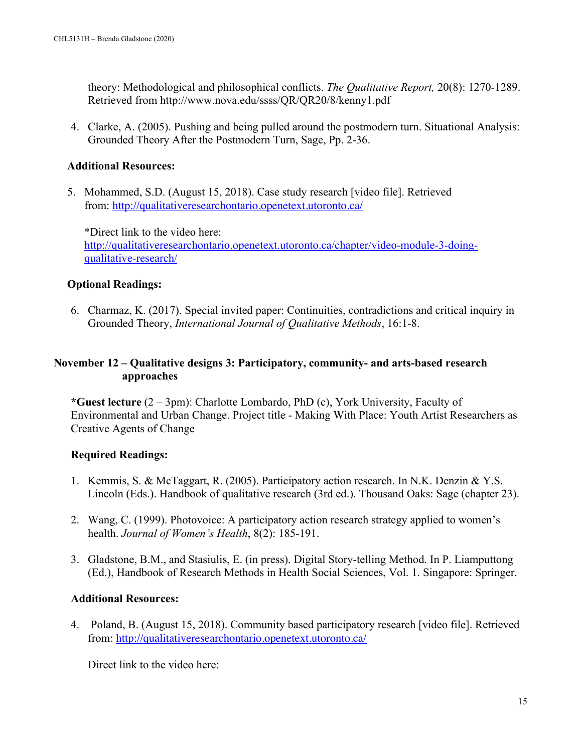theory: Methodological and philosophical conflicts. *The Qualitative Report,* 20(8): 1270-1289. Retrieved from http://www.nova.edu/ssss/QR/QR20/8/kenny1.pdf

4. Clarke, A. (2005). Pushing and being pulled around the postmodern turn. Situational Analysis: Grounded Theory After the Postmodern Turn, Sage, Pp. 2-36.

**Additional Resources:**

5. Mohammed, S.D. (August 15, 2018). Case study research [video file]. Retrieved from: [http://qualitativeresearchontario.openetext.utoronto.ca/](http://qualitativeresearchontario.openetext.utoronto.ca/)

   *Direct link to the video here: [http://qualitativeresearchontario.openetext.utoronto.ca/chapter/video-module-3-doing-qualitative-research/](http://qualitativeresearchontario.openetext.utoronto.ca/chapter/video-module-3-doing-qualitative-research/)

**Optional Readings:**

6. Charmaz, K. (2017). Special invited paper: Continuities, contradictions and critical inquiry in Grounded Theory, *International Journal of Qualitative Methods*, 16:1-8.

### November 12 – Qualitative designs 3: Participatory, community- and arts-based research approaches

***Guest lecture** (2 – 3pm): Charlotte Lombardo, PhD (c), York University, Faculty of Environmental and Urban Change. Project title - Making With Place: Youth Artist Researchers as Creative Agents of Change

**Required Readings:**

1. Kemmis, S. & McTaggart, R. (2005). Participatory action research. In N.K. Denzin & Y.S. Lincoln (Eds.). Handbook of qualitative research (3rd ed.). Thousand Oaks: Sage (chapter 23).

2. Wang, C. (1999). Photovoice: A participatory action research strategy applied to women's health. *Journal of Women's Health*, 8(2): 185-191.

3. Gladstone, B.M., and Stasiulis, E. (in press). Digital Story-telling Method. In P. Liamputtong (Ed.), Handbook of Research Methods in Health Social Sciences, Vol. 1. Singapore: Springer.

**Additional Resources:**

4. Poland, B. (August 15, 2018). Community based participatory research [video file]. Retrieved from: [http://qualitativeresearchontario.openetext.utoronto.ca/](http://qualitativeresearchontario.openetext.utoronto.ca/)

   Direct link to the video here: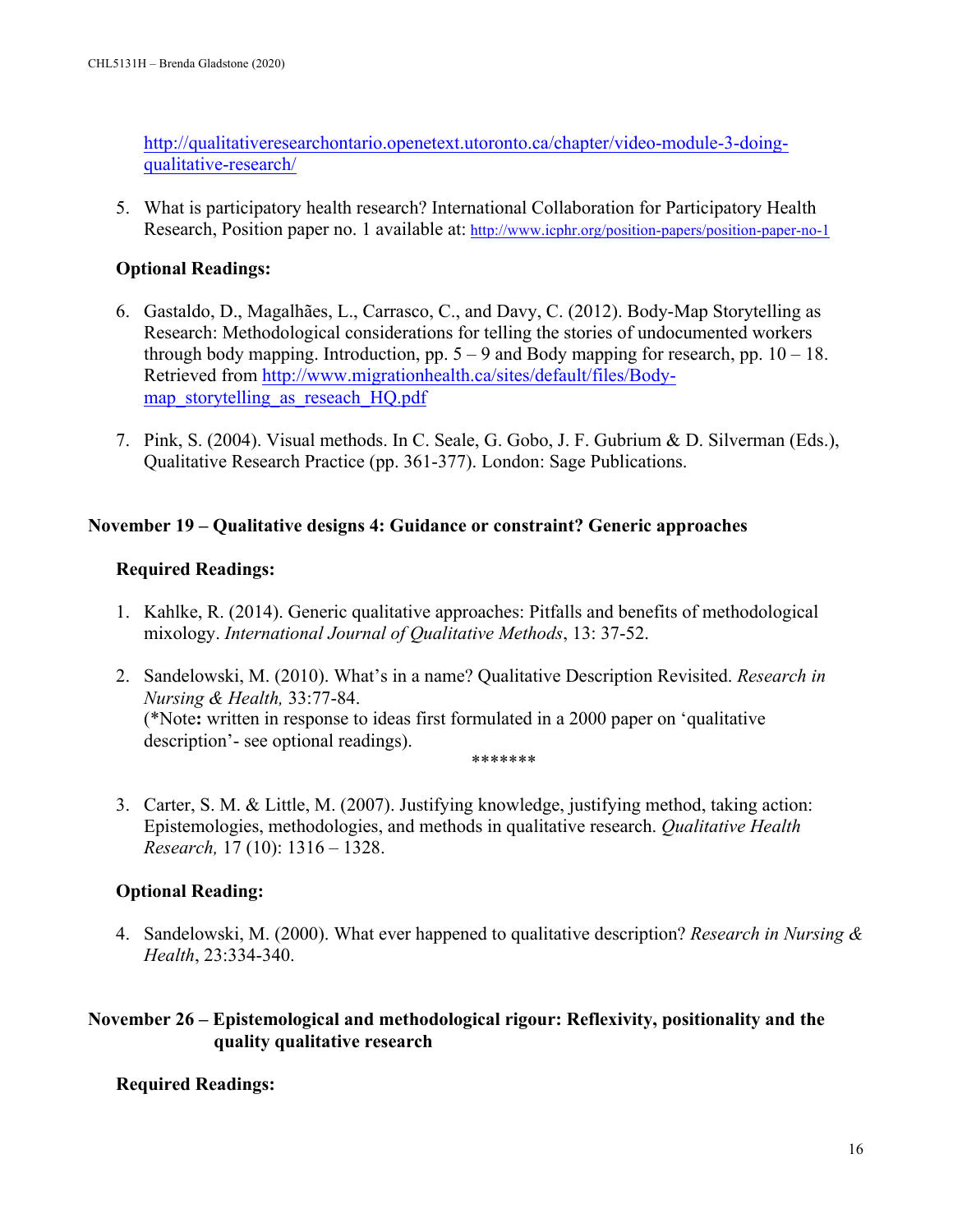http://qualitativeresearchontario.openetext.utoronto.ca/chapter/video-module-3-doing-qualitative-research/

5. What is participatory health research? International Collaboration for Participatory Health Research, Position paper no. 1 available at: http://www.icphr.org/position-papers/position-paper-no-1

**Optional Readings:**

6. Gastaldo, D., Magalhães, L., Carrasco, C., and Davy, C. (2012). Body-Map Storytelling as Research: Methodological considerations for telling the stories of undocumented workers through body mapping. Introduction, pp. 5 – 9 and Body mapping for research, pp. 10 – 18. Retrieved from http://www.migrationhealth.ca/sites/default/files/Body-map_storytelling_as_reseach_HQ.pdf

7. Pink, S. (2004). Visual methods. In C. Seale, G. Gobo, J. F. Gubrium & D. Silverman (Eds.), Qualitative Research Practice (pp. 361-377). London: Sage Publications.

**November 19 – Qualitative designs 4: Guidance or constraint? Generic approaches**

**Required Readings:**

1. Kahlke, R. (2014). Generic qualitative approaches: Pitfalls and benefits of methodological mixology. *International Journal of Qualitative Methods*, 13: 37-52.

2. Sandelowski, M. (2010). What's in a name? Qualitative Description Revisited. *Research in Nursing & Health,* 33:77-84.
(*Note**:** written in response to ideas first formulated in a 2000 paper on 'qualitative description'- see optional readings).

*******

3. Carter, S. M. & Little, M. (2007). Justifying knowledge, justifying method, taking action: Epistemologies, methodologies, and methods in qualitative research. *Qualitative Health Research,* 17 (10): 1316 – 1328.

**Optional Reading:**

4. Sandelowski, M. (2000). What ever happened to qualitative description? *Research in Nursing & Health*, 23:334-340.

**November 26 – Epistemological and methodological rigour: Reflexivity, positionality and the quality qualitative research**

**Required Readings:**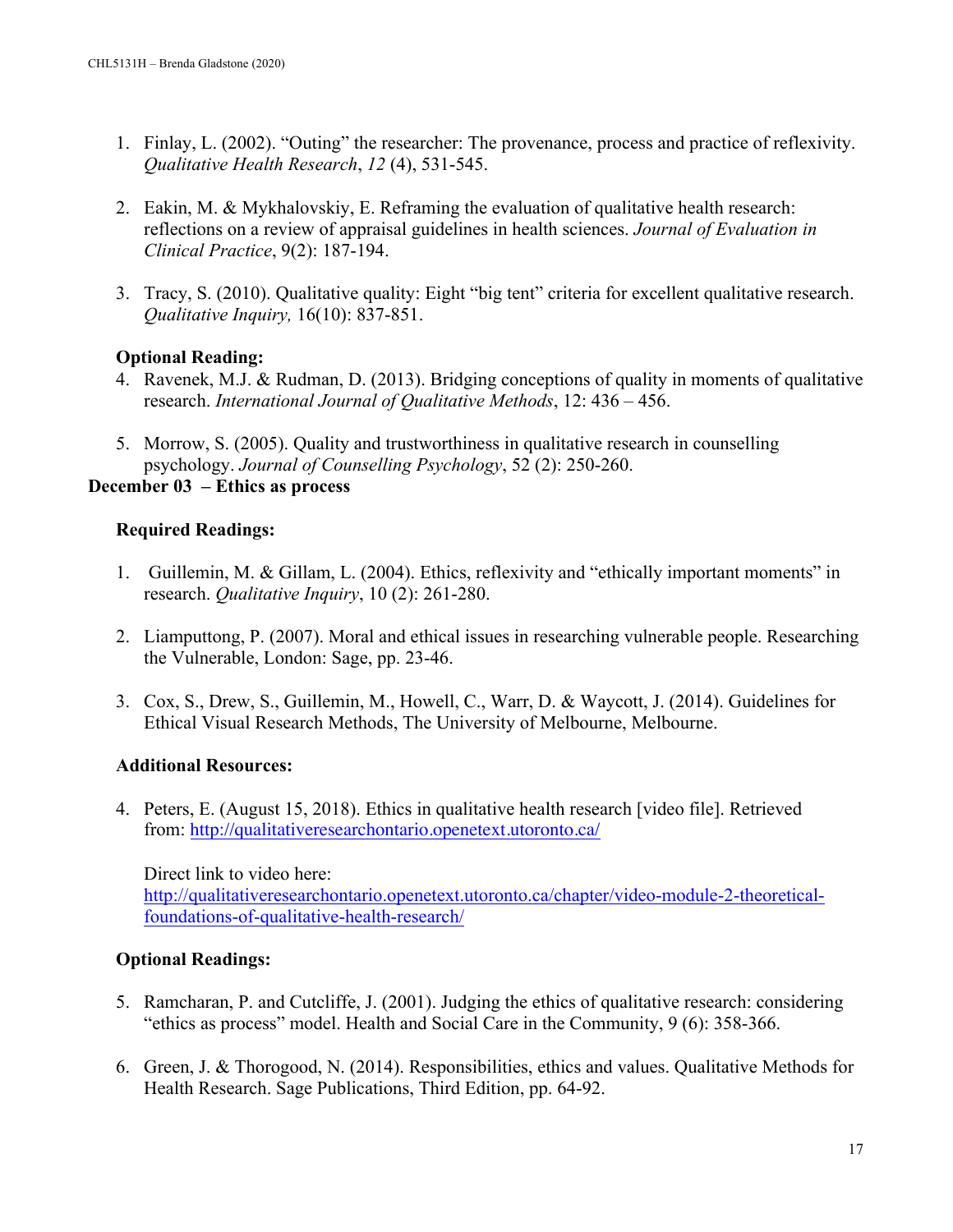1. Finlay, L. (2002). "Outing" the researcher: The provenance, process and practice of reflexivity. *Qualitative Health Research*, *12* (4), 531-545.

2. Eakin, M. & Mykhalovskiy, E. Reframing the evaluation of qualitative health research: reflections on a review of appraisal guidelines in health sciences. *Journal of Evaluation in Clinical Practice*, 9(2): 187-194.

3. Tracy, S. (2010). Qualitative quality: Eight "big tent" criteria for excellent qualitative research. *Qualitative Inquiry,* 16(10): 837-851.

**Optional Reading:**

4. Ravenek, M.J. & Rudman, D. (2013). Bridging conceptions of quality in moments of qualitative research. *International Journal of Qualitative Methods*, 12: 436 – 456.

5. Morrow, S. (2005). Quality and trustworthiness in qualitative research in counselling psychology. *Journal of Counselling Psychology*, 52 (2): 250-260.

**December 03 – Ethics as process**

**Required Readings:**

1. Guillemin, M. & Gillam, L. (2004). Ethics, reflexivity and "ethically important moments" in research. *Qualitative Inquiry*, 10 (2): 261-280.

2. Liamputtong, P. (2007). Moral and ethical issues in researching vulnerable people. Researching the Vulnerable, London: Sage, pp. 23-46.

3. Cox, S., Drew, S., Guillemin, M., Howell, C., Warr, D. & Waycott, J. (2014). Guidelines for Ethical Visual Research Methods, The University of Melbourne, Melbourne.

**Additional Resources:**

4. Peters, E. (August 15, 2018). Ethics in qualitative health research [video file]. Retrieved from: http://qualitativeresearchontario.openetext.utoronto.ca/

   Direct link to video here:
   http://qualitativeresearchontario.openetext.utoronto.ca/chapter/video-module-2-theoretical-foundations-of-qualitative-health-research/

**Optional Readings:**

5. Ramcharan, P. and Cutcliffe, J. (2001). Judging the ethics of qualitative research: considering "ethics as process" model. Health and Social Care in the Community, 9 (6): 358-366.

6. Green, J. & Thorogood, N. (2014). Responsibilities, ethics and values. Qualitative Methods for Health Research. Sage Publications, Third Edition, pp. 64-92.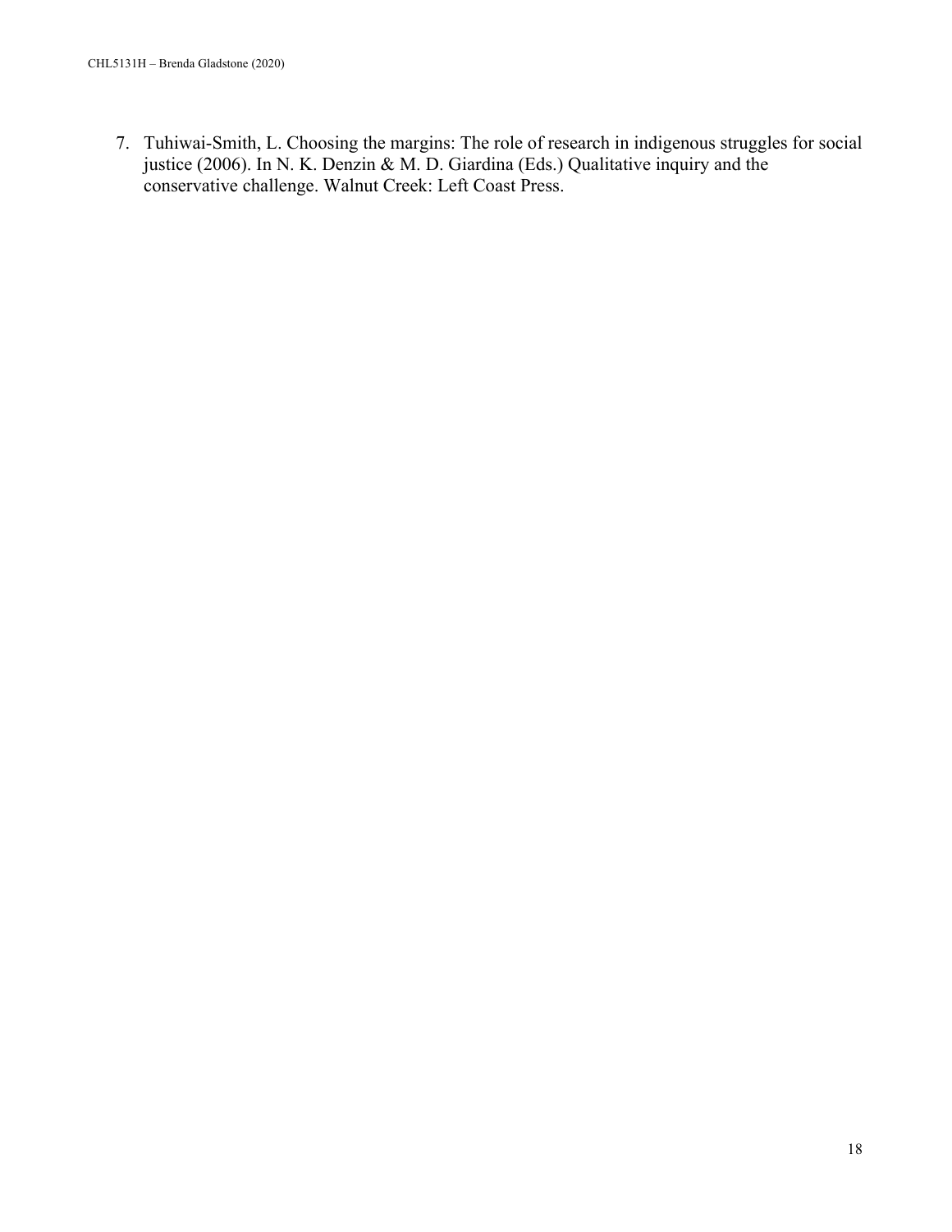7. Tuhiwai-Smith, L. Choosing the margins: The role of research in indigenous struggles for social justice (2006). In N. K. Denzin & M. D. Giardina (Eds.) Qualitative inquiry and the conservative challenge. Walnut Creek: Left Coast Press.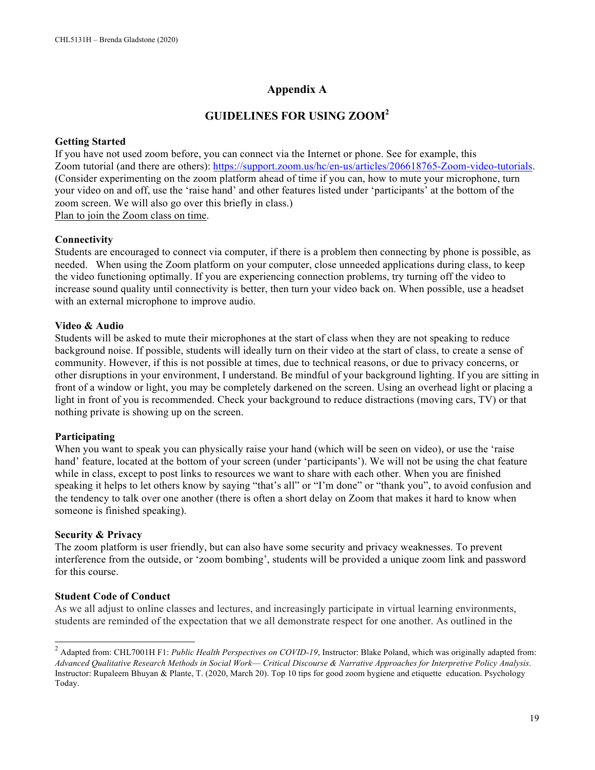# Appendix A

## GUIDELINES FOR USING ZOOM[2]

**Getting Started**

If you have not used zoom before, you can connect via the Internet or phone. See for example, this Zoom tutorial (and there are others): https://support.zoom.us/hc/en-us/articles/206618765-Zoom-video-tutorials. (Consider experimenting on the zoom platform ahead of time if you can, how to mute your microphone, turn your video on and off, use the 'raise hand' and other features listed under 'participants' at the bottom of the zoom screen. We will also go over this briefly in class.)

<u>Plan to join the Zoom class on time</u>.

**Connectivity**

Students are encouraged to connect via computer, if there is a problem then connecting by phone is possible, as needed. When using the Zoom platform on your computer, close unneeded applications during class, to keep the video functioning optimally. If you are experiencing connection problems, try turning off the video to increase sound quality until connectivity is better, then turn your video back on. When possible, use a headset with an external microphone to improve audio.

**Video & Audio**

Students will be asked to mute their microphones at the start of class when they are not speaking to reduce background noise. If possible, students will ideally turn on their video at the start of class, to create a sense of community. However, if this is not possible at times, due to technical reasons, or due to privacy concerns, or other disruptions in your environment, I understand. Be mindful of your background lighting. If you are sitting in front of a window or light, you may be completely darkened on the screen. Using an overhead light or placing a light in front of you is recommended. Check your background to reduce distractions (moving cars, TV) or that nothing private is showing up on the screen.

**Participating**

When you want to speak you can physically raise your hand (which will be seen on video), or use the 'raise hand' feature, located at the bottom of your screen (under 'participants'). We will not be using the chat feature while in class, except to post links to resources we want to share with each other. When you are finished speaking it helps to let others know by saying "that's all" or "I'm done" or "thank you", to avoid confusion and the tendency to talk over one another (there is often a short delay on Zoom that makes it hard to know when someone is finished speaking).

**Security & Privacy**

The zoom platform is user friendly, but can also have some security and privacy weaknesses. To prevent interference from the outside, or 'zoom bombing', students will be provided a unique zoom link and password for this course.

**Student Code of Conduct**

As we all adjust to online classes and lectures, and increasingly participate in virtual learning environments, students are reminded of the expectation that we all demonstrate respect for one another. As outlined in the

---

[2] Adapted from: CHL7001H F1: *Public Health Perspectives on COVID-19*, Instructor: Blake Poland, which was originally adapted from: *Advanced Qualitative Research Methods in Social Work— Critical Discourse & Narrative Approaches for Interpretive Policy Analysis*. Instructor: Rupaleem Bhuyan & Plante, T. (2020, March 20). Top 10 tips for good zoom hygiene and etiquette education. Psychology Today.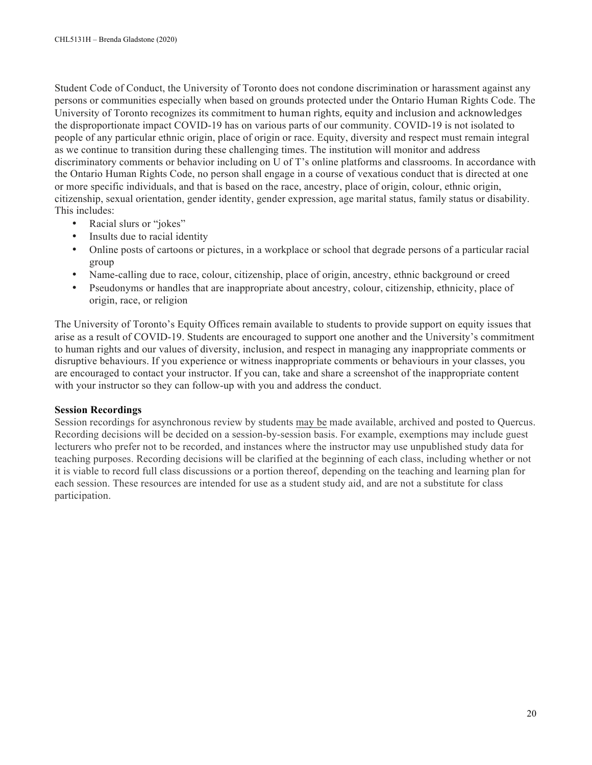Student Code of Conduct, the University of Toronto does not condone discrimination or harassment against any persons or communities especially when based on grounds protected under the Ontario Human Rights Code. The University of Toronto recognizes its commitment to human rights, equity and inclusion and acknowledges the disproportionate impact COVID-19 has on various parts of our community. COVID-19 is not isolated to people of any particular ethnic origin, place of origin or race. Equity, diversity and respect must remain integral as we continue to transition during these challenging times. The institution will monitor and address discriminatory comments or behavior including on U of T's online platforms and classrooms. In accordance with the Ontario Human Rights Code, no person shall engage in a course of vexatious conduct that is directed at one or more specific individuals, and that is based on the race, ancestry, place of origin, colour, ethnic origin, citizenship, sexual orientation, gender identity, gender expression, age marital status, family status or disability. This includes:

- Racial slurs or "jokes"
- Insults due to racial identity
- Online posts of cartoons or pictures, in a workplace or school that degrade persons of a particular racial group
- Name-calling due to race, colour, citizenship, place of origin, ancestry, ethnic background or creed
- Pseudonyms or handles that are inappropriate about ancestry, colour, citizenship, ethnicity, place of origin, race, or religion

The University of Toronto's Equity Offices remain available to students to provide support on equity issues that arise as a result of COVID-19. Students are encouraged to support one another and the University's commitment to human rights and our values of diversity, inclusion, and respect in managing any inappropriate comments or disruptive behaviours. If you experience or witness inappropriate comments or behaviours in your classes, you are encouraged to contact your instructor. If you can, take and share a screenshot of the inappropriate content with your instructor so they can follow-up with you and address the conduct.

**Session Recordings**

Session recordings for asynchronous review by students may be made available, archived and posted to Quercus. Recording decisions will be decided on a session-by-session basis. For example, exemptions may include guest lecturers who prefer not to be recorded, and instances where the instructor may use unpublished study data for teaching purposes. Recording decisions will be clarified at the beginning of each class, including whether or not it is viable to record full class discussions or a portion thereof, depending on the teaching and learning plan for each session. These resources are intended for use as a student study aid, and are not a substitute for class participation.